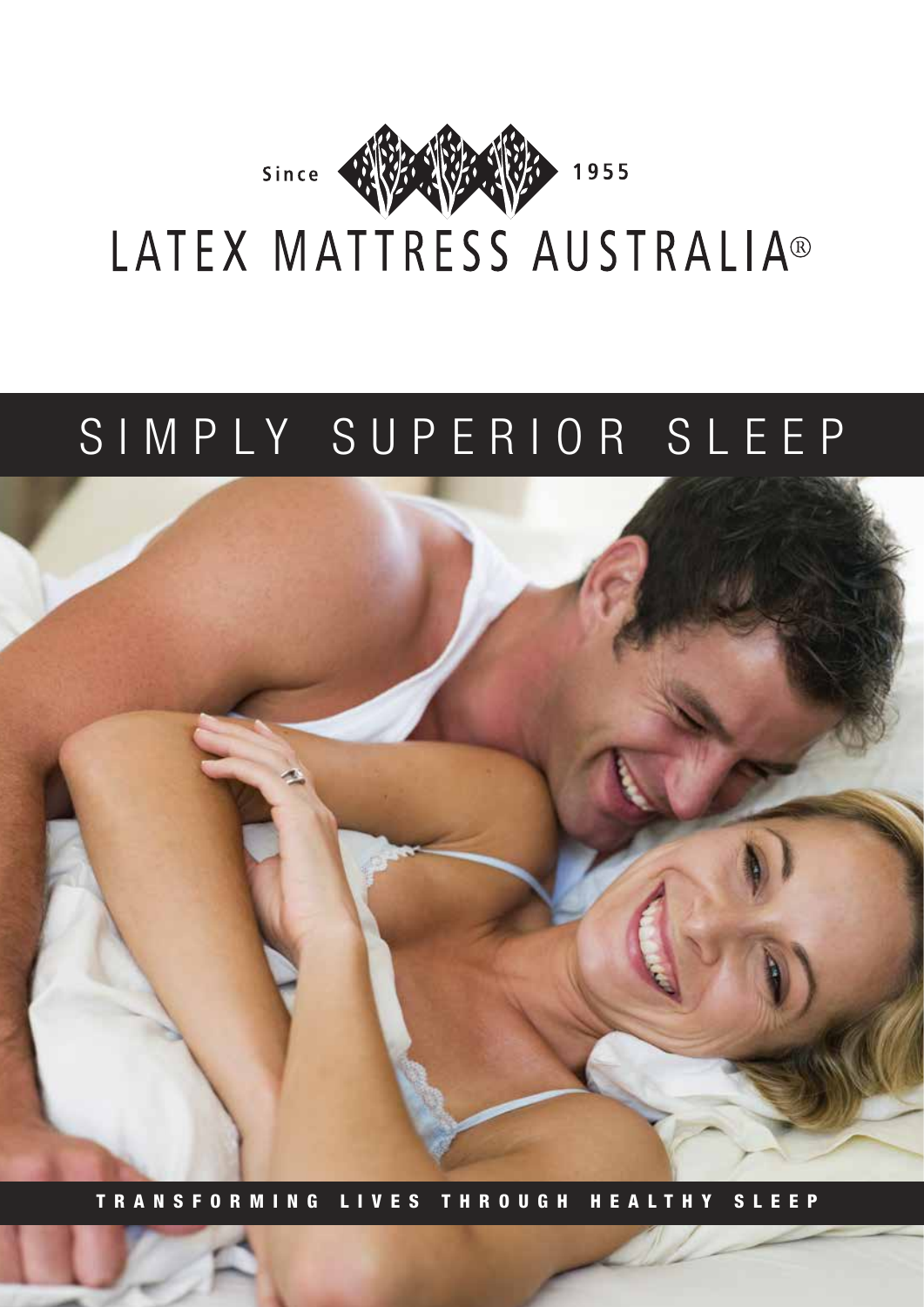Since 1955

# LATEX MATTRESS AUSTRALIA®

## SIMPLY SUPERIOR SLEEP

TRANSFORMING LIVES THROUGH HEALTHY SLEEP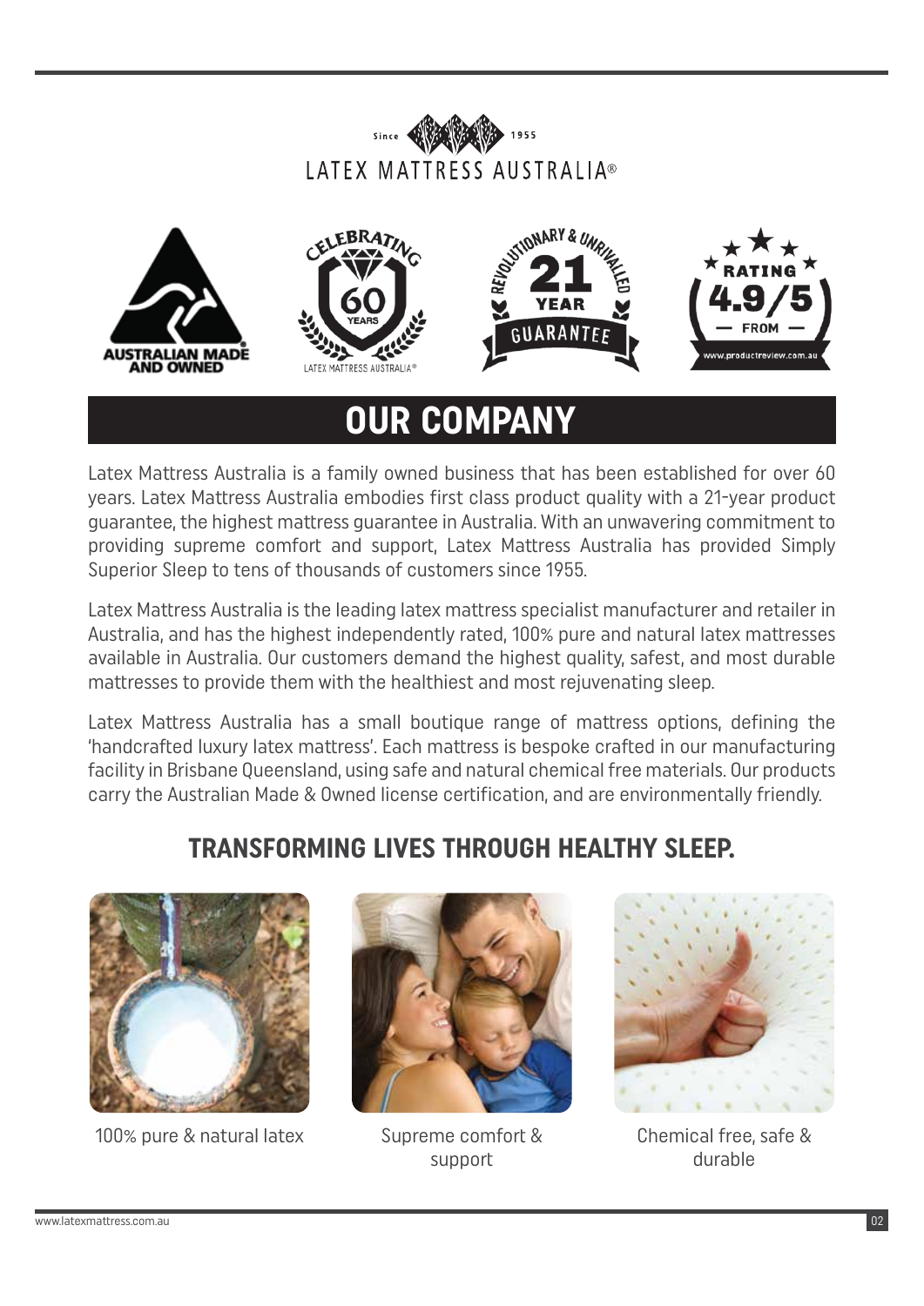Since 1955

LATEX MATTRESS AUSTRALIA®

AUSTRALIAN MADE AND OWNED

CELEBRATING 60 YEARS LATEX MATTRESS AUSTRALIA®

REVOLUTIONARY & UNRIVALLED 21 YEAR GUARANTEE

RATING 4.9/5 FROM www.productreview.com.au

# OUR COMPANY

Latex Mattress Australia is a family owned business that has been established for over 60 years. Latex Mattress Australia embodies first class product quality with a 21-year product guarantee, the highest mattress guarantee in Australia. With an unwavering commitment to providing supreme comfort and support, Latex Mattress Australia has provided Simply Superior Sleep to tens of thousands of customers since 1955.

Latex Mattress Australia is the leading latex mattress specialist manufacturer and retailer in Australia, and has the highest independently rated, 100% pure and natural latex mattresses available in Australia. Our customers demand the highest quality, safest, and most durable mattresses to provide them with the healthiest and most rejuvenating sleep.

Latex Mattress Australia has a small boutique range of mattress options, defining the 'handcrafted luxury latex mattress'. Each mattress is bespoke crafted in our manufacturing facility in Brisbane Queensland, using safe and natural chemical free materials. Our products carry the Australian Made & Owned license certification, and are environmentally friendly.

## TRANSFORMING LIVES THROUGH HEALTHY SLEEP.

100% pure & natural latex

Supreme comfort & support

Chemical free, safe & durable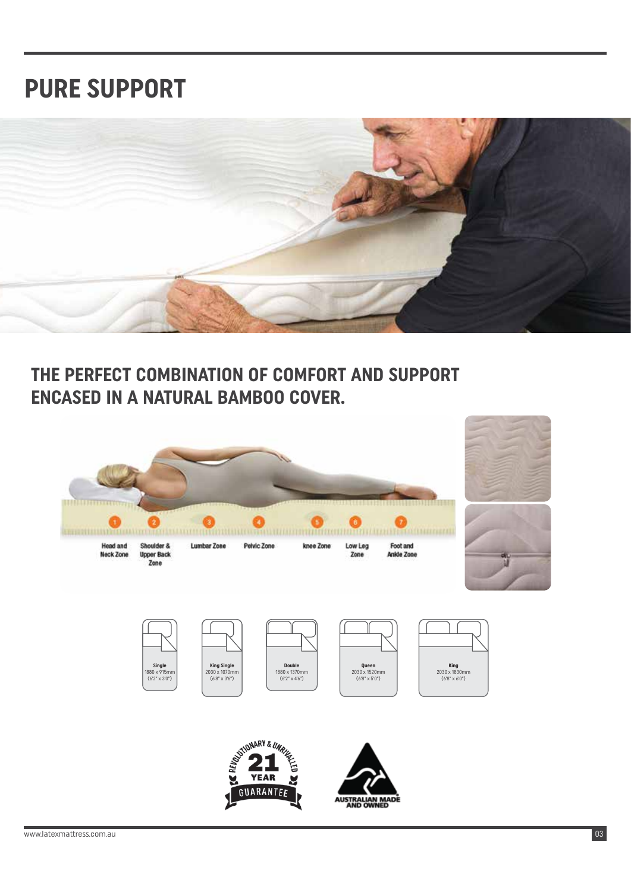# PURE SUPPORT

## THE PERFECT COMBINATION OF COMFORT AND SUPPORT ENCASED IN A NATURAL BAMBOO COVER.

1. Head and Neck Zone
2. Shoulder & Upper Back Zone
3. Lumbar Zone
4. Pelvic Zone
5. knee Zone
6. Low Leg Zone
7. Foot and Ankle Zone

**Single**
1880 x 915mm
(6'2" x 3'0")

**King Single**
2030 x 1070mm
(6'8" x 3'6")

**Double**
1880 x 1370mm
(6'2" x 4'6")

**Queen**
2030 x 1520mm
(6'8" x 5'0")

**King**
2030 x 1830mm
(6'8" x 6'0")

REVOLUTIONARY & UNRIVALLED 21 YEAR GUARANTEE

AUSTRALIAN MADE AND OWNED

www.latexmattress.com.au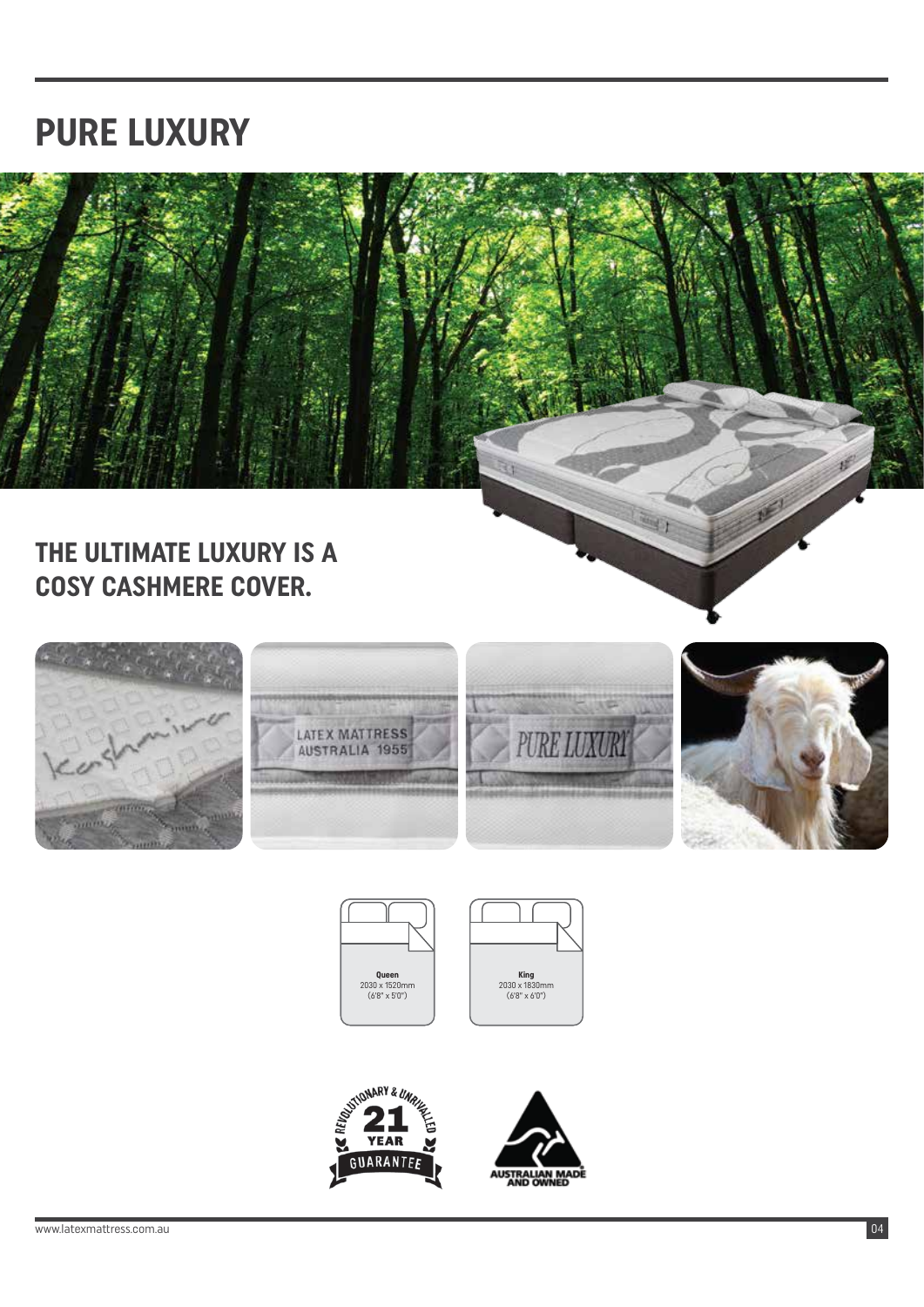# PURE LUXURY

## THE ULTIMATE LUXURY IS A COSY CASHMERE COVER.

**Queen**
2030 x 1520mm
(6'8" x 5'0")

**King**
2030 x 1830mm
(6'8" x 6'0")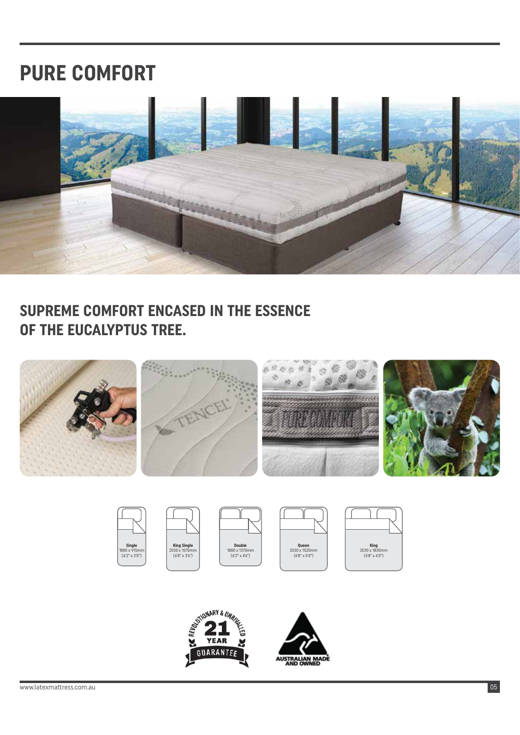# PURE COMFORT

## SUPREME COMFORT ENCASED IN THE ESSENCE OF THE EUCALYPTUS TREE.

**Single**
1880 x 915mm
(6'2" x 3'0")

**King Single**
2030 x 1070mm
(6'8" x 3'6")

**Double**
1880 x 1370mm
(6'2" x 4'6")

**Queen**
2030 x 1520mm
(6'8" x 5'0")

**King**
2030 x 1830mm
(6'8" x 6'0")

REVOLUTIONARY & UNRIVALLED 21 YEAR GUARANTEE

AUSTRALIAN MADE AND OWNED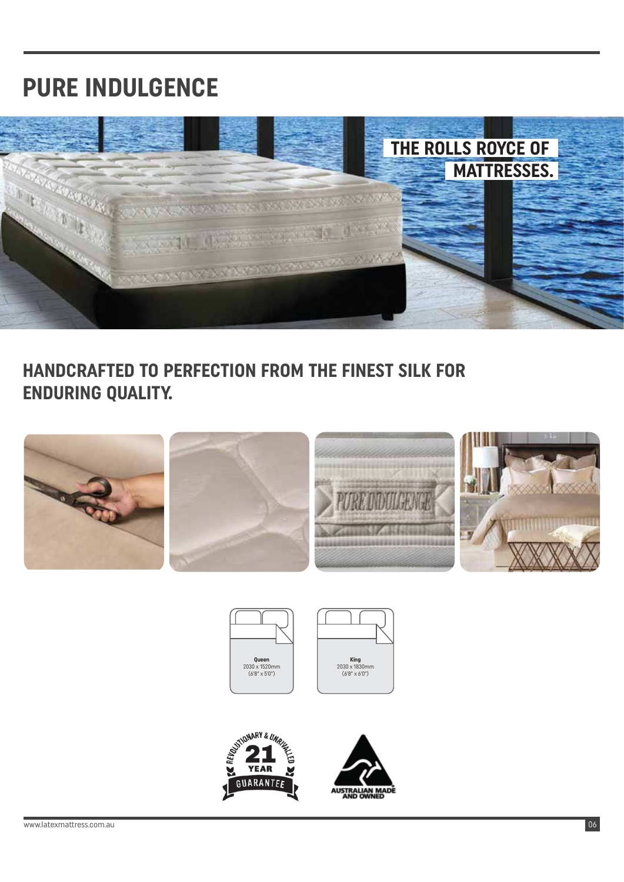# PURE INDULGENCE

THE ROLLS ROYCE OF MATTRESSES.

## HANDCRAFTED TO PERFECTION FROM THE FINEST SILK FOR ENDURING QUALITY.

**Queen**
2030 x 1520mm
(6'8" x 5'0")

**King**
2030 x 1830mm
(6'8" x 6'0")

REVOLUTIONARY & UNRIVALLED 21 YEAR GUARANTEE

AUSTRALIAN MADE AND OWNED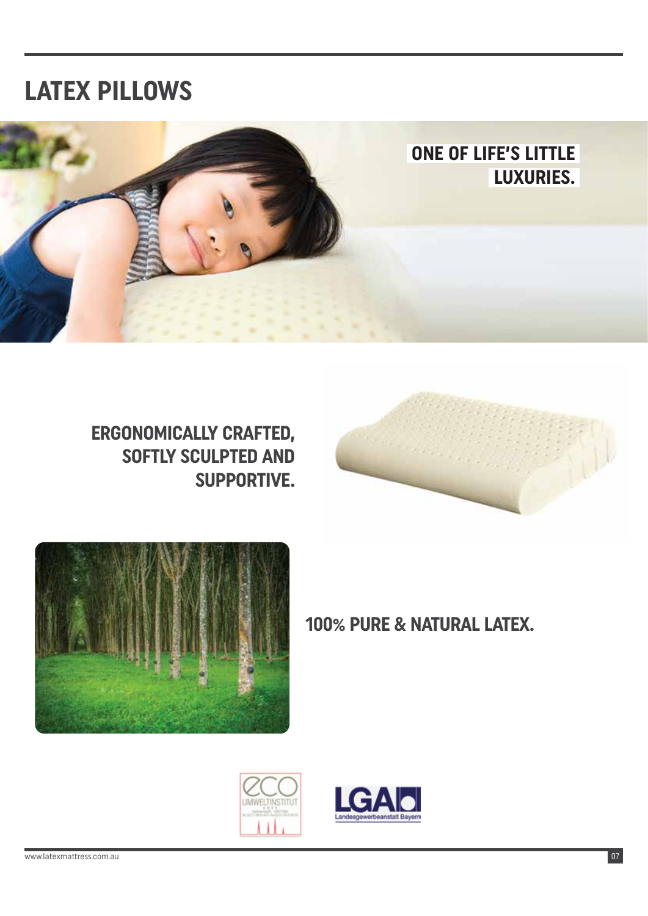# LATEX PILLOWS

ONE OF LIFE'S LITTLE LUXURIES.

**ERGONOMICALLY CRAFTED, SOFTLY SCULPTED AND SUPPORTIVE.**

**100% PURE & NATURAL LATEX.**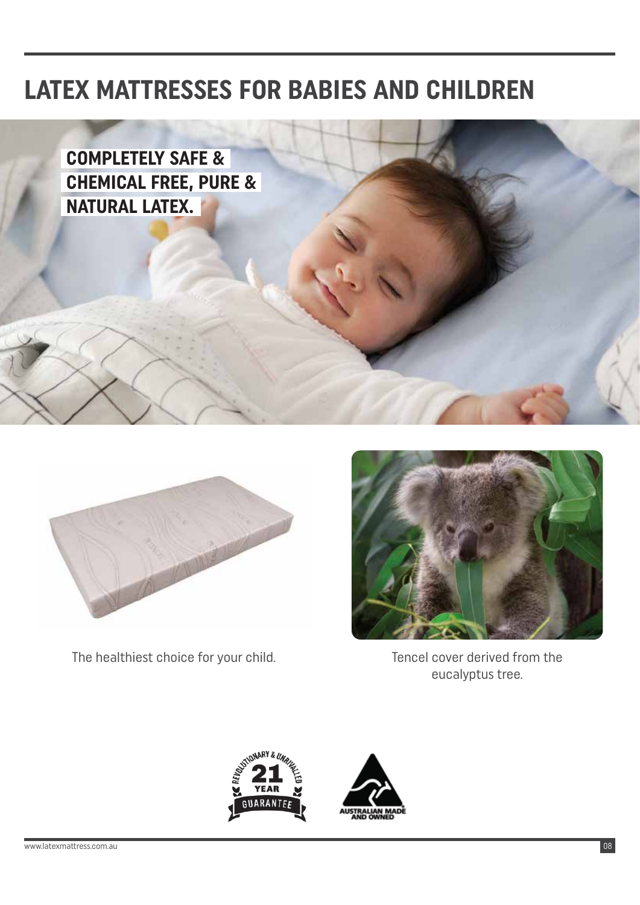# LATEX MATTRESSES FOR BABIES AND CHILDREN

**COMPLETELY SAFE & CHEMICAL FREE, PURE & NATURAL LATEX.**

The healthiest choice for your child.

Tencel cover derived from the eucalyptus tree.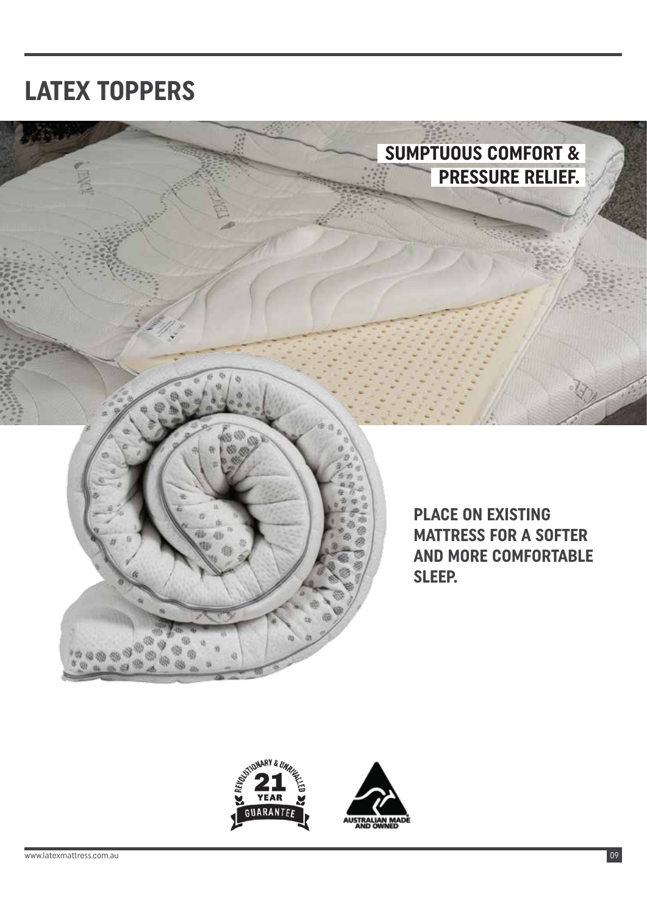# LATEX TOPPERS

**SUMPTUOUS COMFORT & PRESSURE RELIEF.**

**PLACE ON EXISTING MATTRESS FOR A SOFTER AND MORE COMFORTABLE SLEEP.**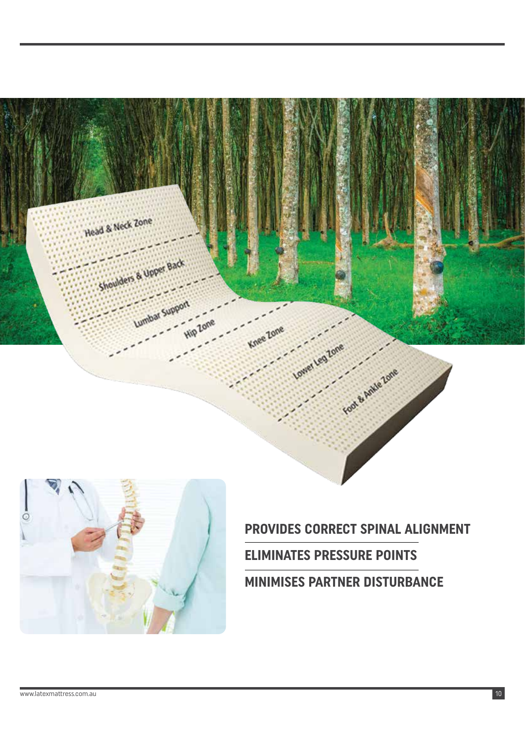Head & Neck Zone

Shoulders & Upper Back

Lumbar Support

Hip Zone

Knee Zone

Lower Leg Zone

Foot & Ankle Zone

**PROVIDES CORRECT SPINAL ALIGNMENT**

**ELIMINATES PRESSURE POINTS**

**MINIMISES PARTNER DISTURBANCE**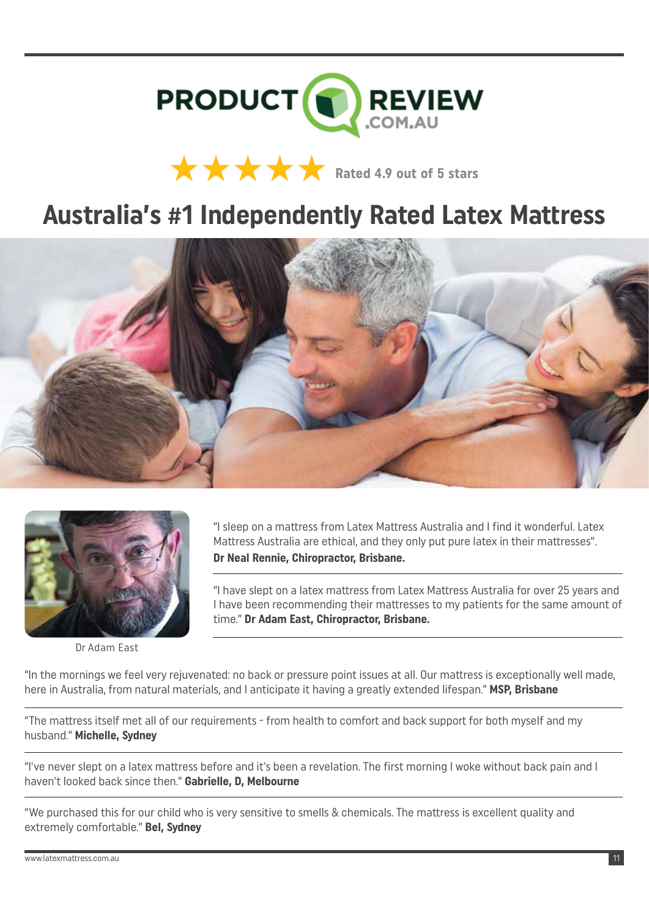PRODUCT REVIEW .COM.AU

★★★★★ Rated 4.9 out of 5 stars

# Australia's #1 Independently Rated Latex Mattress

"I sleep on a mattress from Latex Mattress Australia and I find it wonderful. Latex Mattress Australia are ethical, and they only put pure latex in their mattresses". **Dr Neal Rennie, Chiropractor, Brisbane.**

"I have slept on a latex mattress from Latex Mattress Australia for over 25 years and I have been recommending their mattresses to my patients for the same amount of time." **Dr Adam East, Chiropractor, Brisbane.**

Dr Adam East

"In the mornings we feel very rejuvenated: no back or pressure point issues at all. Our mattress is exceptionally well made, here in Australia, from natural materials, and I anticipate it having a greatly extended lifespan." **MSP, Brisbane**

"The mattress itself met all of our requirements - from health to comfort and back support for both myself and my husband." **Michelle, Sydney**

"I've never slept on a latex mattress before and it's been a revelation. The first morning I woke without back pain and I haven't looked back since then." **Gabrielle, D, Melbourne**

"We purchased this for our child who is very sensitive to smells & chemicals. The mattress is excellent quality and extremely comfortable." **Bel, Sydney**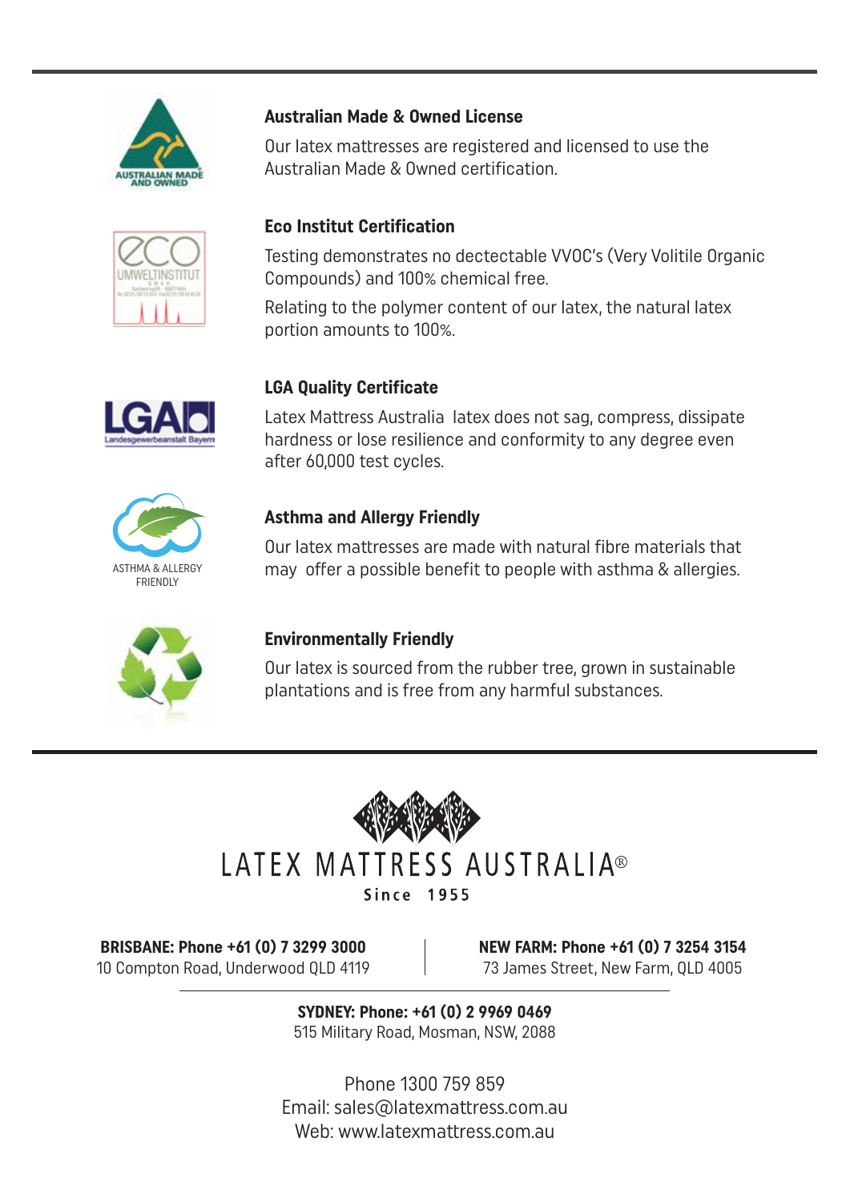AUSTRALIAN MADE AND OWNED

### Australian Made & Owned License

Our latex mattresses are registered and licensed to use the Australian Made & Owned certification.

### Eco Institut Certification

Testing demonstrates no dectectable VVOC's (Very Volitile Organic Compounds) and 100% chemical free.

Relating to the polymer content of our latex, the natural latex portion amounts to 100%.

### LGA Quality Certificate

Latex Mattress Australia  latex does not sag, compress, dissipate hardness or lose resilience and conformity to any degree even after 60,000 test cycles.

ASTHMA & ALLERGY FRIENDLY

### Asthma and Allergy Friendly

Our latex mattresses are made with natural fibre materials that may  offer a possible benefit to people with asthma & allergies.

### Environmentally Friendly

Our latex is sourced from the rubber tree, grown in sustainable plantations and is free from any harmful substances.

---

LATEX MATTRESS AUSTRALIA®

Since 1955

**BRISBANE: Phone +61 (0) 7 3299 3000**
10 Compton Road, Underwood QLD 4119

**NEW FARM: Phone +61 (0) 7 3254 3154**
73 James Street, New Farm, QLD 4005

**SYDNEY: Phone: +61 (0) 2 9969 0469**
515 Military Road, Mosman, NSW, 2088

Phone 1300 759 859
Email: sales@latexmattress.com.au
Web: www.latexmattress.com.au